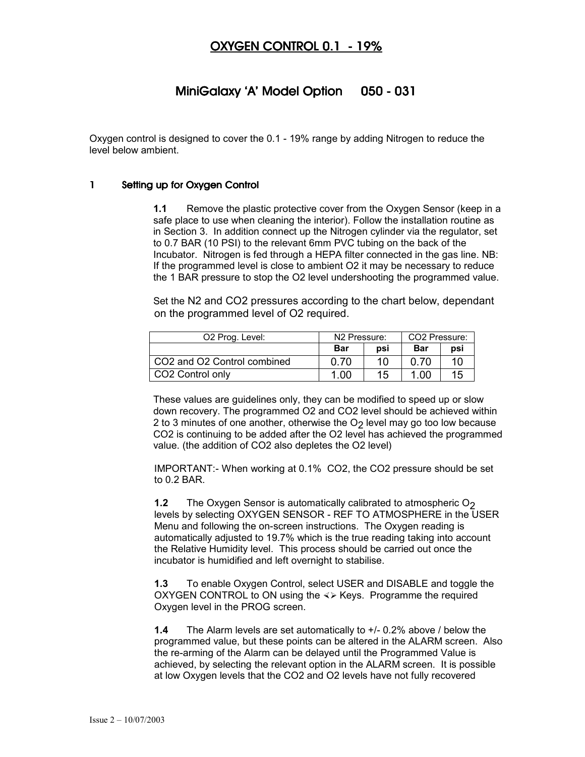# OXYGEN CONTROL 0.1 - 19%

## MiniGalaxy 'A' Model Option 050 - 031

Oxygen control is designed to cover the 0.1 - 19% range by adding Nitrogen to reduce the level below ambient.

### 1 Setting up for Oxygen Control

**1.1** Remove the plastic protective cover from the Oxygen Sensor (keep in a safe place to use when cleaning the interior). Follow the installation routine as in Section 3. In addition connect up the Nitrogen cylinder via the regulator, set to 0.7 BAR (10 PSI) to the relevant 6mm PVC tubing on the back of the Incubator. Nitrogen is fed through a HEPA filter connected in the gas line. NB: If the programmed level is close to ambient O2 it may be necessary to reduce the 1 BAR pressure to stop the O2 level undershooting the programmed value.

Set the N2 and CO2 pressures according to the chart below, dependant on the programmed level of O2 required.

| O2 Prog. Level: | N2 Pressure: | | CO2 Pressure: | |
|---|---|---|---|---|
| | **Bar** | **psi** | **Bar** | **psi** |
| CO2 and O2 Control combined | 0.70 | 10 | 0.70 | 10 |
| CO2 Control only | 1.00 | 15 | 1.00 | 15 |

These values are guidelines only, they can be modified to speed up or slow down recovery. The programmed O2 and CO2 level should be achieved within 2 to 3 minutes of one another, otherwise the $O_2$ level may go too low because CO2 is continuing to be added after the O2 level has achieved the programmed value. (the addition of CO2 also depletes the O2 level)

IMPORTANT:- When working at 0.1% CO2, the CO2 pressure should be set to 0.2 BAR.

**1.2** The Oxygen Sensor is automatically calibrated to atmospheric $O_2$ levels by selecting OXYGEN SENSOR - REF TO ATMOSPHERE in the USER Menu and following the on-screen instructions. The Oxygen reading is automatically adjusted to 19.7% which is the true reading taking into account the Relative Humidity level. This process should be carried out once the incubator is humidified and left overnight to stabilise.

**1.3** To enable Oxygen Control, select USER and DISABLE and toggle the OXYGEN CONTROL to ON using the <> Keys. Programme the required Oxygen level in the PROG screen.

**1.4** The Alarm levels are set automatically to +/- 0.2% above / below the programmed value, but these points can be altered in the ALARM screen. Also the re-arming of the Alarm can be delayed until the Programmed Value is achieved, by selecting the relevant option in the ALARM screen. It is possible at low Oxygen levels that the CO2 and O2 levels have not fully recovered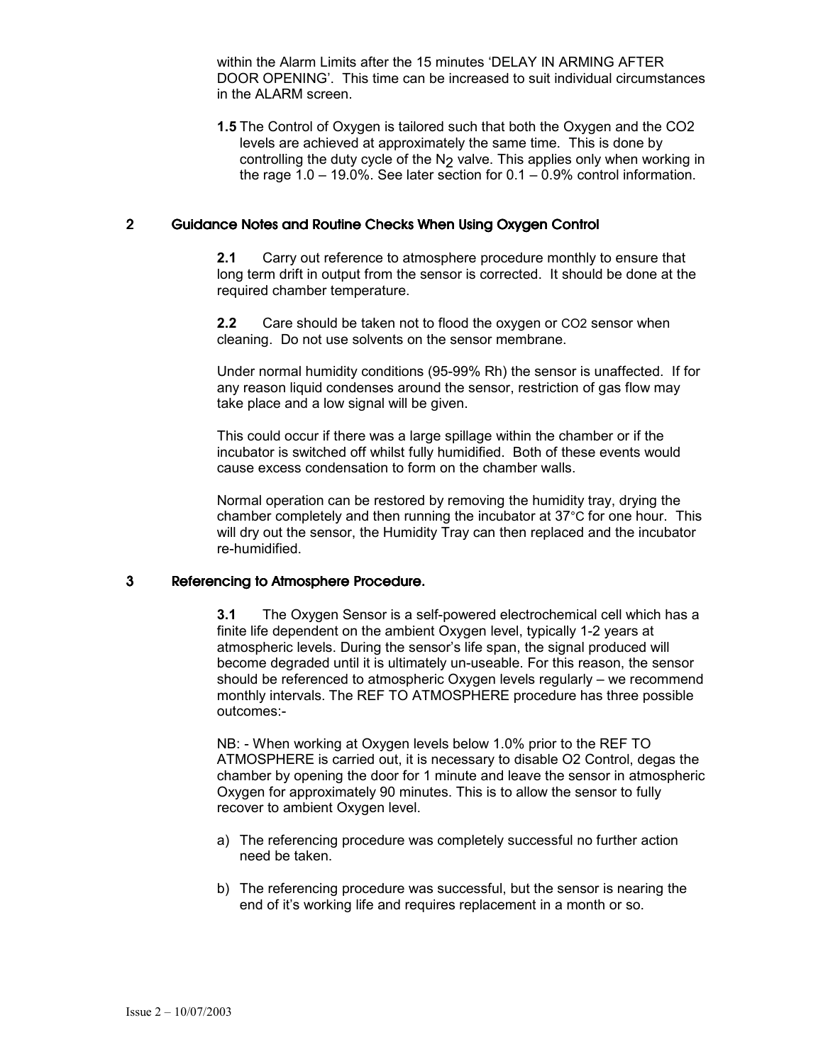within the Alarm Limits after the 15 minutes 'DELAY IN ARMING AFTER DOOR OPENING'. This time can be increased to suit individual circumstances in the ALARM screen.

**1.5** The Control of Oxygen is tailored such that both the Oxygen and the CO2 levels are achieved at approximately the same time. This is done by controlling the duty cycle of the $N_2$ valve. This applies only when working in the rage 1.0 – 19.0%. See later section for 0.1 – 0.9% control information.

## 2 Guidance Notes and Routine Checks When Using Oxygen Control

**2.1** Carry out reference to atmosphere procedure monthly to ensure that long term drift in output from the sensor is corrected. It should be done at the required chamber temperature.

**2.2** Care should be taken not to flood the oxygen or CO2 sensor when cleaning. Do not use solvents on the sensor membrane.

Under normal humidity conditions (95-99% Rh) the sensor is unaffected. If for any reason liquid condenses around the sensor, restriction of gas flow may take place and a low signal will be given.

This could occur if there was a large spillage within the chamber or if the incubator is switched off whilst fully humidified. Both of these events would cause excess condensation to form on the chamber walls.

Normal operation can be restored by removing the humidity tray, drying the chamber completely and then running the incubator at 37°C for one hour. This will dry out the sensor, the Humidity Tray can then replaced and the incubator re-humidified.

## 3 Referencing to Atmosphere Procedure.

**3.1** The Oxygen Sensor is a self-powered electrochemical cell which has a finite life dependent on the ambient Oxygen level, typically 1-2 years at atmospheric levels. During the sensor's life span, the signal produced will become degraded until it is ultimately un-useable. For this reason, the sensor should be referenced to atmospheric Oxygen levels regularly – we recommend monthly intervals. The REF TO ATMOSPHERE procedure has three possible outcomes:-

NB: - When working at Oxygen levels below 1.0% prior to the REF TO ATMOSPHERE is carried out, it is necessary to disable O2 Control, degas the chamber by opening the door for 1 minute and leave the sensor in atmospheric Oxygen for approximately 90 minutes. This is to allow the sensor to fully recover to ambient Oxygen level.

a) The referencing procedure was completely successful no further action need be taken.

b) The referencing procedure was successful, but the sensor is nearing the end of it's working life and requires replacement in a month or so.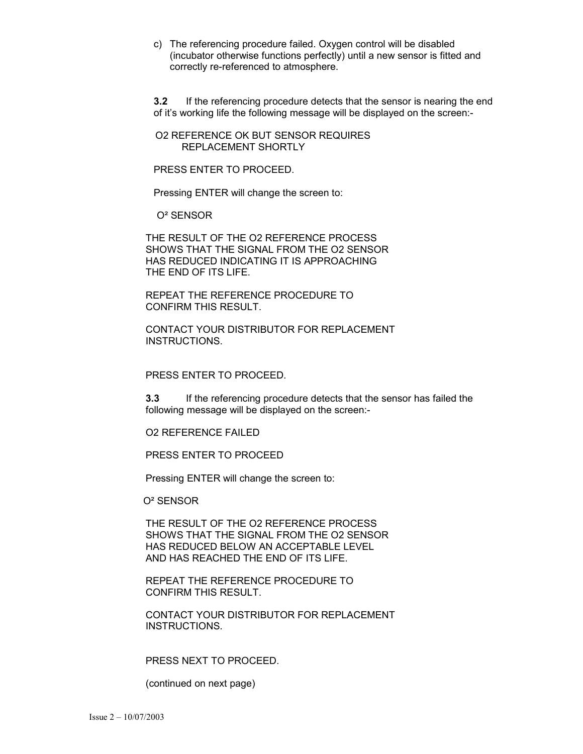c) The referencing procedure failed. Oxygen control will be disabled (incubator otherwise functions perfectly) until a new sensor is fitted and correctly re-referenced to atmosphere.

**3.2** If the referencing procedure detects that the sensor is nearing the end of it's working life the following message will be displayed on the screen:-

O2 REFERENCE OK BUT SENSOR REQUIRES
REPLACEMENT SHORTLY

PRESS ENTER TO PROCEED.

Pressing ENTER will change the screen to:

O² SENSOR

THE RESULT OF THE O2 REFERENCE PROCESS SHOWS THAT THE SIGNAL FROM THE O2 SENSOR HAS REDUCED INDICATING IT IS APPROACHING THE END OF ITS LIFE.

REPEAT THE REFERENCE PROCEDURE TO CONFIRM THIS RESULT.

CONTACT YOUR DISTRIBUTOR FOR REPLACEMENT INSTRUCTIONS.

PRESS ENTER TO PROCEED.

**3.3** If the referencing procedure detects that the sensor has failed the following message will be displayed on the screen:-

O2 REFERENCE FAILED

PRESS ENTER TO PROCEED

Pressing ENTER will change the screen to:

O² SENSOR

THE RESULT OF THE O2 REFERENCE PROCESS SHOWS THAT THE SIGNAL FROM THE O2 SENSOR HAS REDUCED BELOW AN ACCEPTABLE LEVEL AND HAS REACHED THE END OF ITS LIFE.

REPEAT THE REFERENCE PROCEDURE TO CONFIRM THIS RESULT.

CONTACT YOUR DISTRIBUTOR FOR REPLACEMENT INSTRUCTIONS.

PRESS NEXT TO PROCEED.

(continued on next page)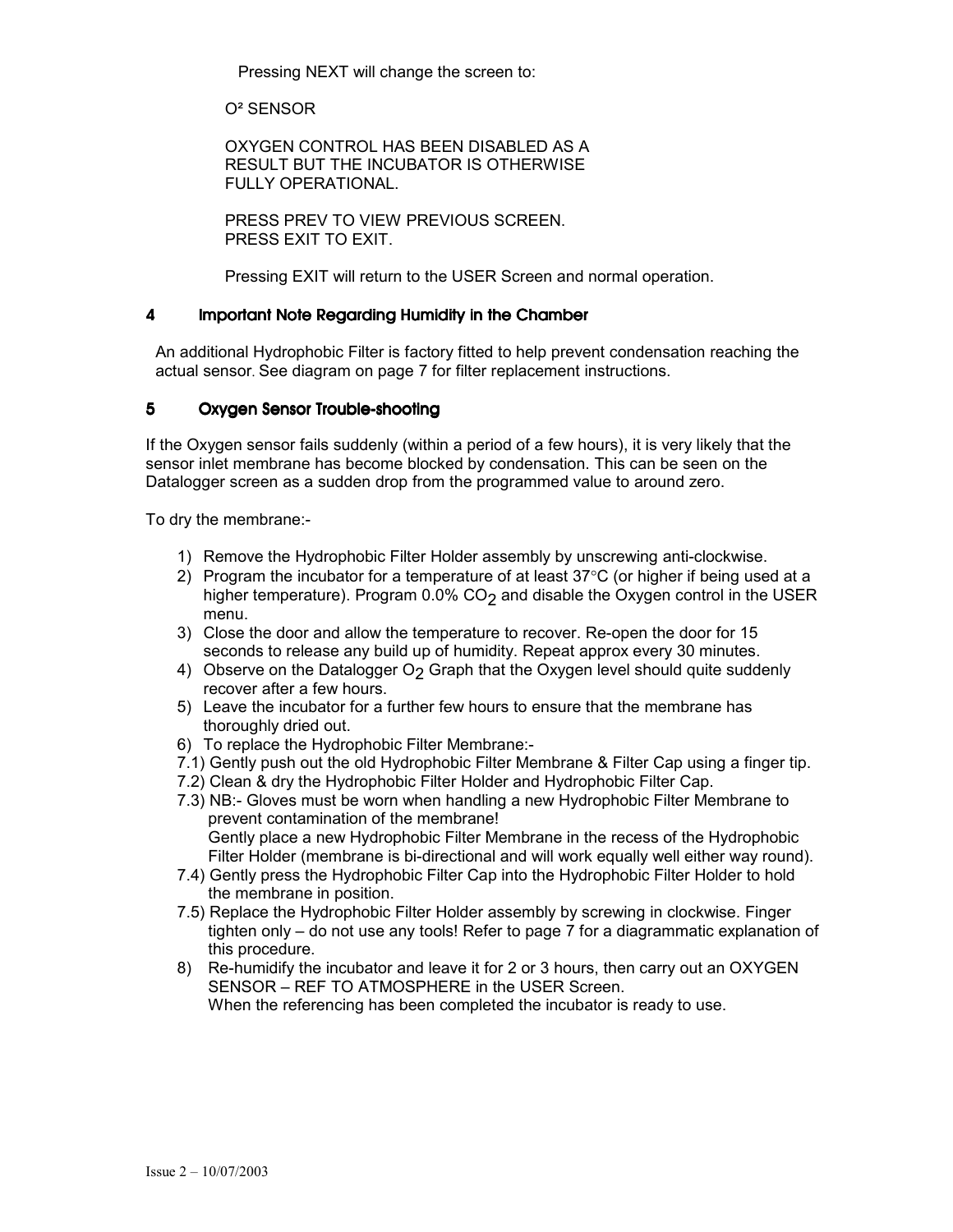Pressing NEXT will change the screen to:

O² SENSOR

OXYGEN CONTROL HAS BEEN DISABLED AS A RESULT BUT THE INCUBATOR IS OTHERWISE FULLY OPERATIONAL.

PRESS PREV TO VIEW PREVIOUS SCREEN.
PRESS EXIT TO EXIT.

Pressing EXIT will return to the USER Screen and normal operation.

## 4 Important Note Regarding Humidity in the Chamber

An additional Hydrophobic Filter is factory fitted to help prevent condensation reaching the actual sensor. See diagram on page 7 for filter replacement instructions.

## 5 Oxygen Sensor Trouble-shooting

If the Oxygen sensor fails suddenly (within a period of a few hours), it is very likely that the sensor inlet membrane has become blocked by condensation. This can be seen on the Datalogger screen as a sudden drop from the programmed value to around zero.

To dry the membrane:-

1) Remove the Hydrophobic Filter Holder assembly by unscrewing anti-clockwise.
2) Program the incubator for a temperature of at least 37°C (or higher if being used at a higher temperature). Program 0.0% $CO_2$ and disable the Oxygen control in the USER menu.
3) Close the door and allow the temperature to recover. Re-open the door for 15 seconds to release any build up of humidity. Repeat approx every 30 minutes.
4) Observe on the Datalogger $O_2$ Graph that the Oxygen level should quite suddenly recover after a few hours.
5) Leave the incubator for a further few hours to ensure that the membrane has thoroughly dried out.
6) To replace the Hydrophobic Filter Membrane:-

7.1) Gently push out the old Hydrophobic Filter Membrane & Filter Cap using a finger tip.

7.2) Clean & dry the Hydrophobic Filter Holder and Hydrophobic Filter Cap.

7.3) NB:- Gloves must be worn when handling a new Hydrophobic Filter Membrane to prevent contamination of the membrane!
Gently place a new Hydrophobic Filter Membrane in the recess of the Hydrophobic Filter Holder (membrane is bi-directional and will work equally well either way round).

7.4) Gently press the Hydrophobic Filter Cap into the Hydrophobic Filter Holder to hold the membrane in position.

7.5) Replace the Hydrophobic Filter Holder assembly by screwing in clockwise. Finger tighten only – do not use any tools! Refer to page 7 for a diagrammatic explanation of this procedure.

8) Re-humidify the incubator and leave it for 2 or 3 hours, then carry out an OXYGEN SENSOR – REF TO ATMOSPHERE in the USER Screen.
When the referencing has been completed the incubator is ready to use.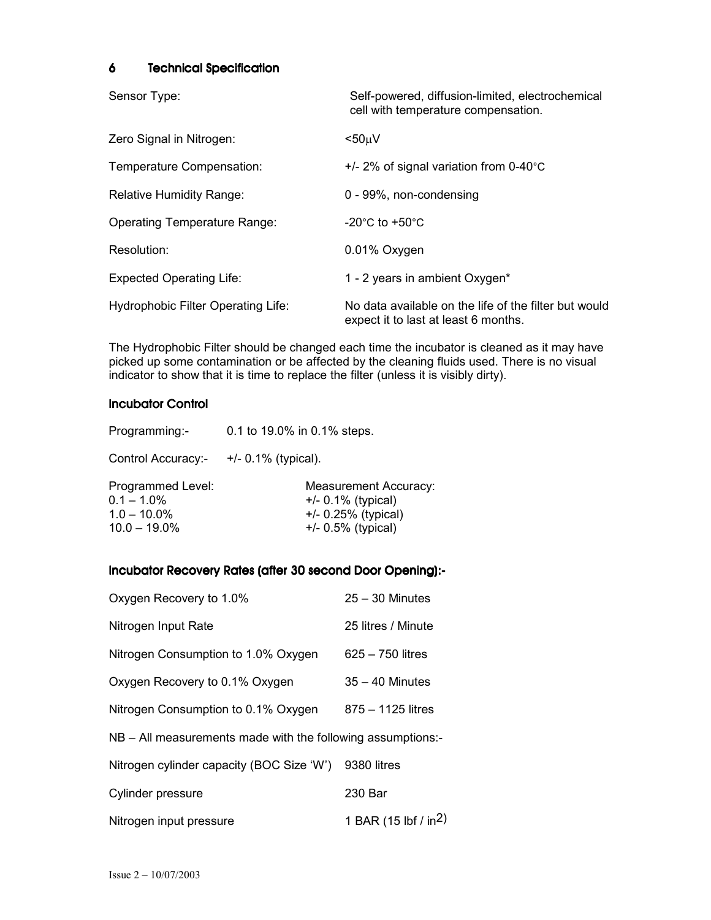## 6 Technical Specification

| | |
|---|---|
| Sensor Type: | Self-powered, diffusion-limited, electrochemical cell with temperature compensation. |
| Zero Signal in Nitrogen: | <50μV |
| Temperature Compensation: | +/- 2% of signal variation from 0-40°C |
| Relative Humidity Range: | 0 - 99%, non-condensing |
| Operating Temperature Range: | -20°C to +50°C |
| Resolution: | 0.01% Oxygen |
| Expected Operating Life: | 1 - 2 years in ambient Oxygen* |
| Hydrophobic Filter Operating Life: | No data available on the life of the filter but would expect it to last at least 6 months. |

The Hydrophobic Filter should be changed each time the incubator is cleaned as it may have picked up some contamination or be affected by the cleaning fluids used. There is no visual indicator to show that it is time to replace the filter (unless it is visibly dirty).

### Incubator Control

Programming:- 0.1 to 19.0% in 0.1% steps.

Control Accuracy:- +/- 0.1% (typical).

| Programmed Level: | Measurement Accuracy: |
|---|---|
| 0.1 – 1.0% | +/- 0.1% (typical) |
| 1.0 – 10.0% | +/- 0.25% (typical) |
| 10.0 – 19.0% | +/- 0.5% (typical) |

### Incubator Recovery Rates (after 30 second Door Opening):-

| | |
|---|---|
| Oxygen Recovery to 1.0% | 25 – 30 Minutes |
| Nitrogen Input Rate | 25 litres / Minute |
| Nitrogen Consumption to 1.0% Oxygen | 625 – 750 litres |
| Oxygen Recovery to 0.1% Oxygen | 35 – 40 Minutes |
| Nitrogen Consumption to 0.1% Oxygen | 875 – 1125 litres |

NB – All measurements made with the following assumptions:-

| | |
|---|---|
| Nitrogen cylinder capacity (BOC Size 'W') | 9380 litres |
| Cylinder pressure | 230 Bar |
| Nitrogen input pressure | 1 BAR (15 lbf / $in^2$) |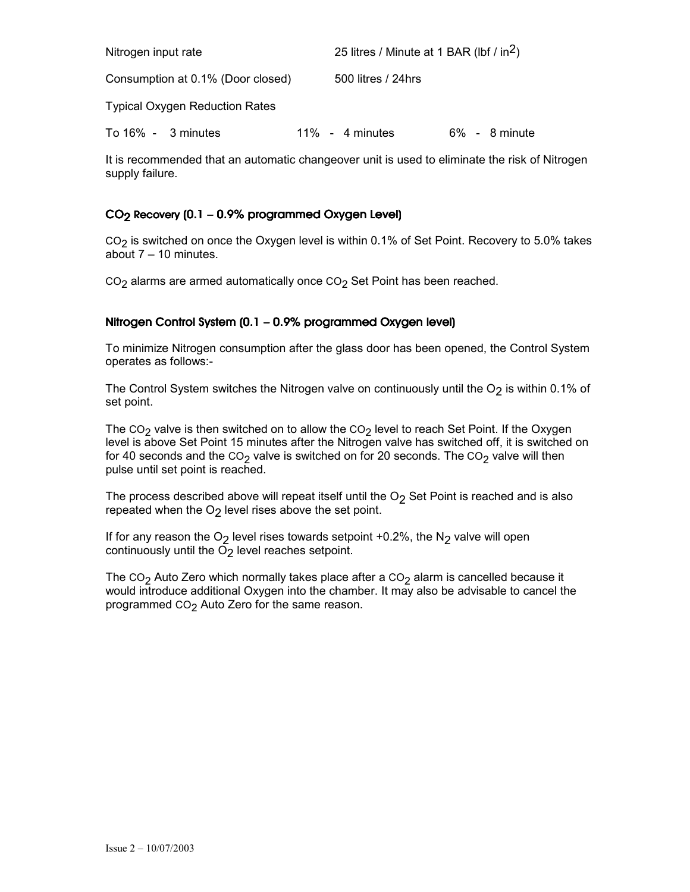Nitrogen input rate 25 litres / Minute at 1 BAR (lbf / in$^2$)

Consumption at 0.1% (Door closed) 500 litres / 24hrs

Typical Oxygen Reduction Rates

To 16% - 3 minutes 11% - 4 minutes 6% - 8 minute

It is recommended that an automatic changeover unit is used to eliminate the risk of Nitrogen supply failure.

### $CO_2$ Recovery (0.1 – 0.9% programmed Oxygen Level)

$CO_2$ is switched on once the Oxygen level is within 0.1% of Set Point. Recovery to 5.0% takes about 7 – 10 minutes.

$CO_2$ alarms are armed automatically once $CO_2$ Set Point has been reached.

### Nitrogen Control System (0.1 – 0.9% programmed Oxygen level)

To minimize Nitrogen consumption after the glass door has been opened, the Control System operates as follows:-

The Control System switches the Nitrogen valve on continuously until the $O_2$ is within 0.1% of set point.

The $CO_2$ valve is then switched on to allow the $CO_2$ level to reach Set Point. If the Oxygen level is above Set Point 15 minutes after the Nitrogen valve has switched off, it is switched on for 40 seconds and the $CO_2$ valve is switched on for 20 seconds. The $CO_2$ valve will then pulse until set point is reached.

The process described above will repeat itself until the $O_2$ Set Point is reached and is also repeated when the $O_2$ level rises above the set point.

If for any reason the $O_2$ level rises towards setpoint +0.2%, the $N_2$ valve will open continuously until the $O_2$ level reaches setpoint.

The $CO_2$ Auto Zero which normally takes place after a $CO_2$ alarm is cancelled because it would introduce additional Oxygen into the chamber. It may also be advisable to cancel the programmed $CO_2$ Auto Zero for the same reason.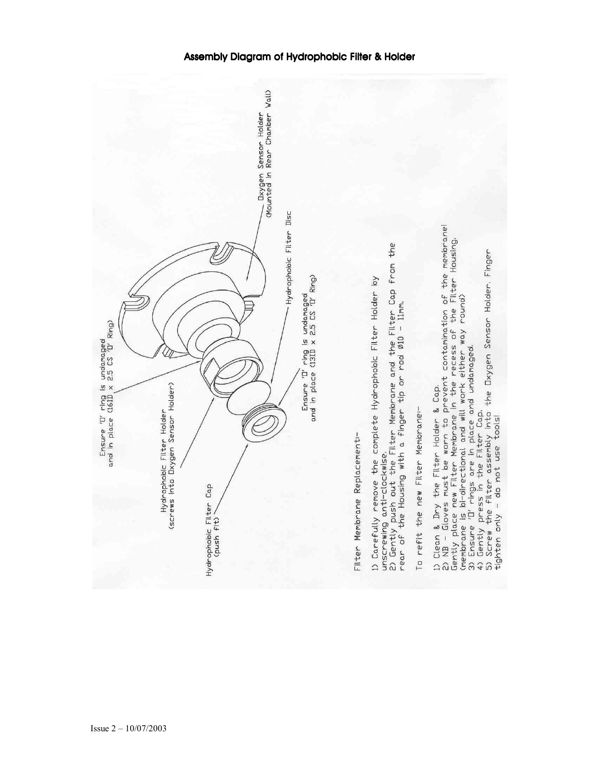## Assembly Diagram of Hydrophobic Filter & Holder

Ensure 'O' ring is undamaged and in place (16ID x 2.5 CS 'O' Ring)

Oxygen Sensor Holder (Mounted in Rear Chamber Wall)

Hydrophobic Filter Holder (screws into Oxygen Sensor Holder)

Hydrophobic Filter Cap (push fit)

Hydrophobic Filter Disc

Ensure 'O' ring is undamaged and in place (13ID x 2.5 CS 'O' Ring)

Filter Membrane Replacement:-

1) Carefully remove the complete Hydrophobic Filter Holder by unscrewing anti-clockwise.
2) Gently push out the Filter Membrane and the Filter Cap from the rear of the Housing with a finger tip or rod Ø10 – 11mm.

To refit the new Filter Membrane:-

1) Clean & Dry the Filter Holder & Cap.
2) NB – Gloves must be worn to prevent contamination of the membrane! Gently place new Filter Membrane in the recess of the Filter Housing. (membrane is bi-directional and will work either way round)
3) Ensure 'O' rings are in place and undamaged.
4) Gently press in the Filter Cap.
5) Screw the filter assembly into the Oxygen Sensor Holder. Finger tighten only – do not use tools!

Issue 2 – 10/07/2003